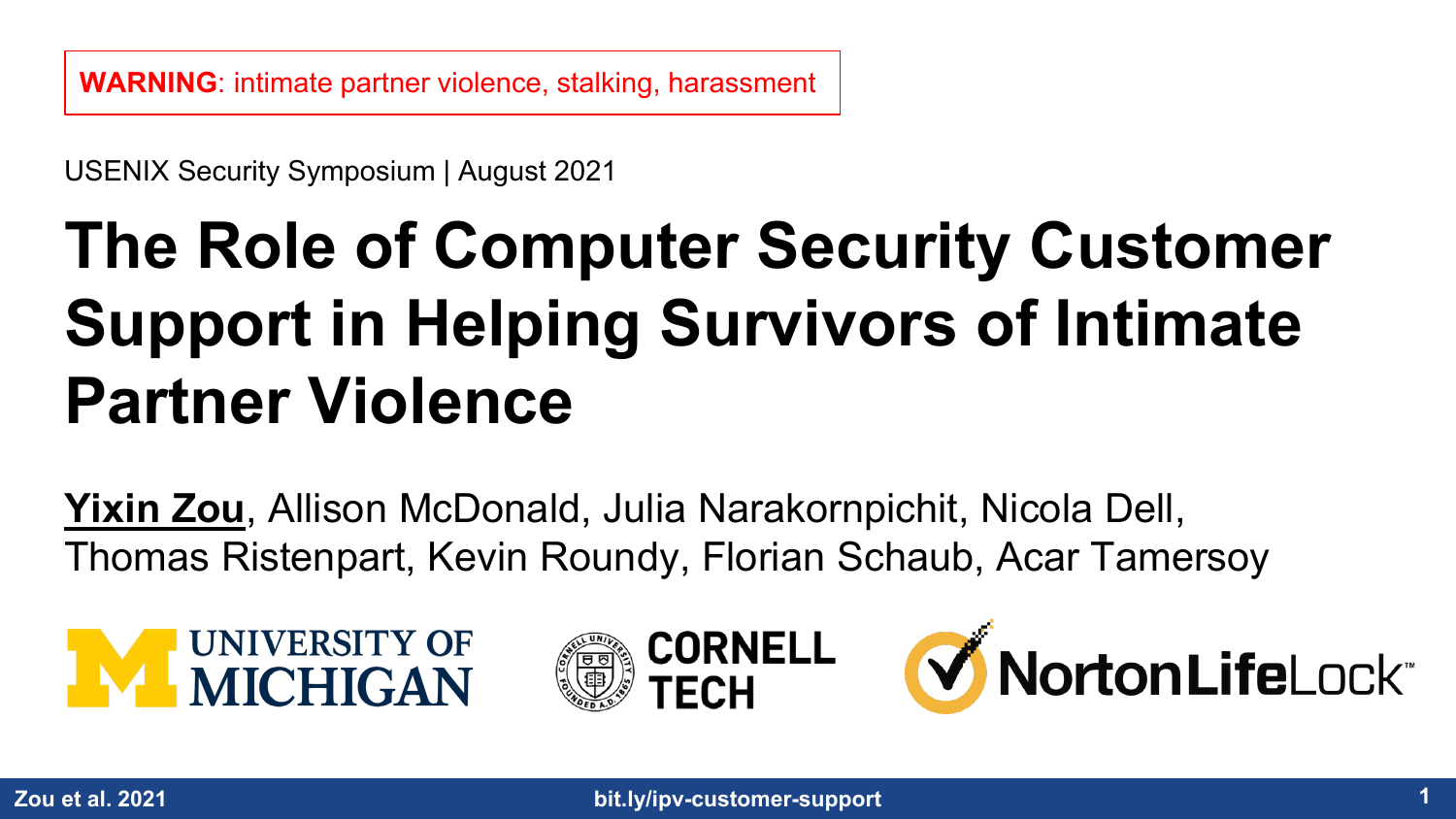**WARNING**: intimate partner violence, stalking, harassment

USENIX Security Symposium | August 2021

# The Role of Computer Security Customer Support in Helping Survivors of Intimate Partner Violence

**Yixin Zou**, Allison McDonald, Julia Narakornpichit, Nicola Dell, Thomas Ristenpart, Kevin Roundy, Florian Schaub, Acar Tamersoy

UNIVERSITY OF MICHIGAN

CORNELL TECH

NortonLifeLock

Zou et al. 2021

bit.ly/ipv-customer-support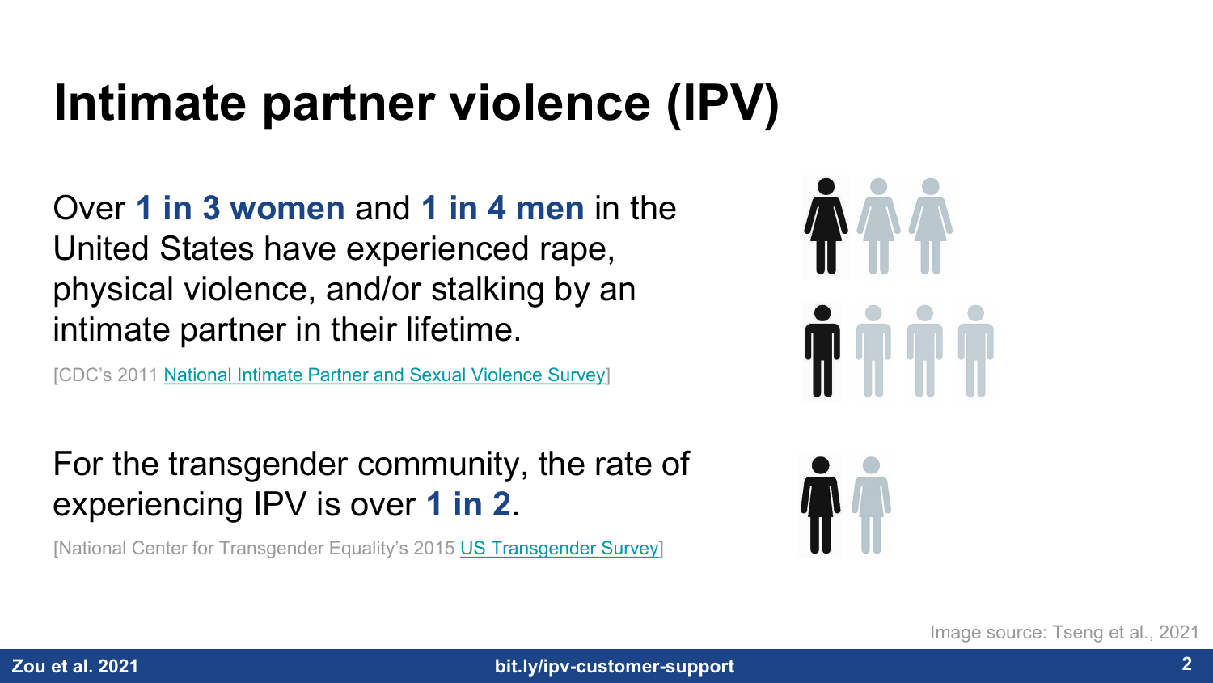# Intimate partner violence (IPV)

Over **1 in 3 women** and **1 in 4 men** in the United States have experienced rape, physical violence, and/or stalking by an intimate partner in their lifetime.

[CDC's 2011 National Intimate Partner and Sexual Violence Survey]

For the transgender community, the rate of experiencing IPV is over **1 in 2**.

[National Center for Transgender Equality's 2015 US Transgender Survey]

Image source: Tseng et al., 2021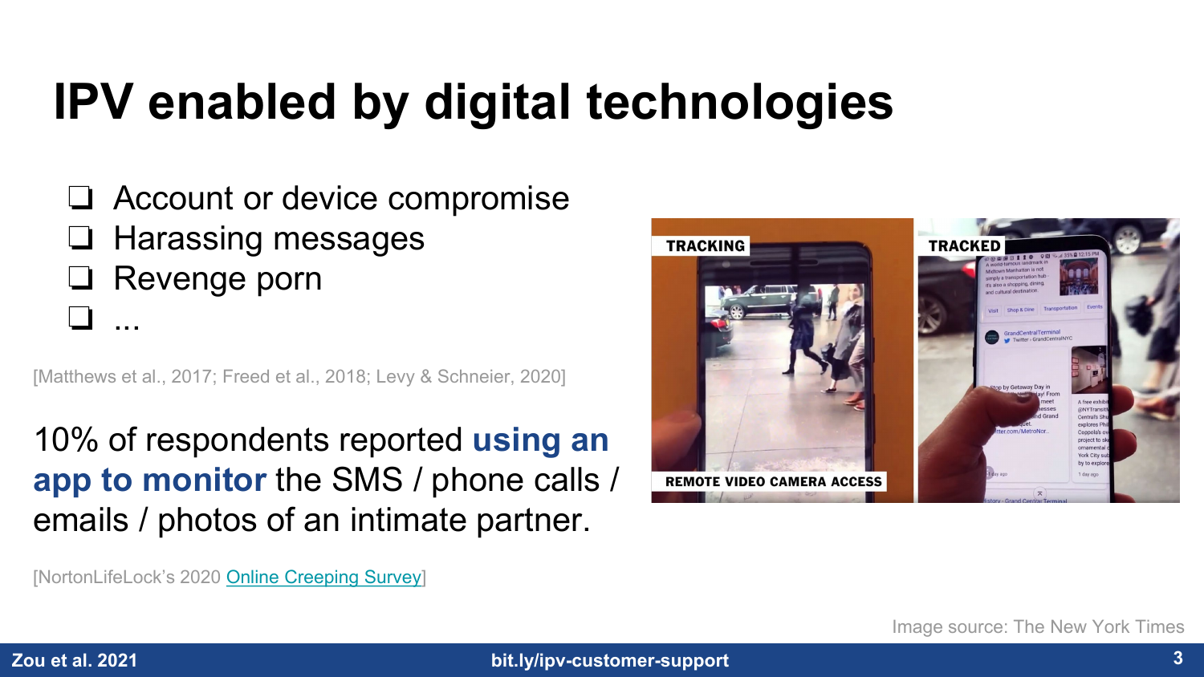# IPV enabled by digital technologies

- ❑ Account or device compromise
- ❑ Harassing messages
- ❑ Revenge porn
- ❑ ...

[Matthews et al., 2017; Freed et al., 2018; Levy & Schneier, 2020]

10% of respondents reported **using an app to monitor** the SMS / phone calls / emails / photos of an intimate partner.

[NortonLifeLock's 2020 Online Creeping Survey]

Image source: The New York Times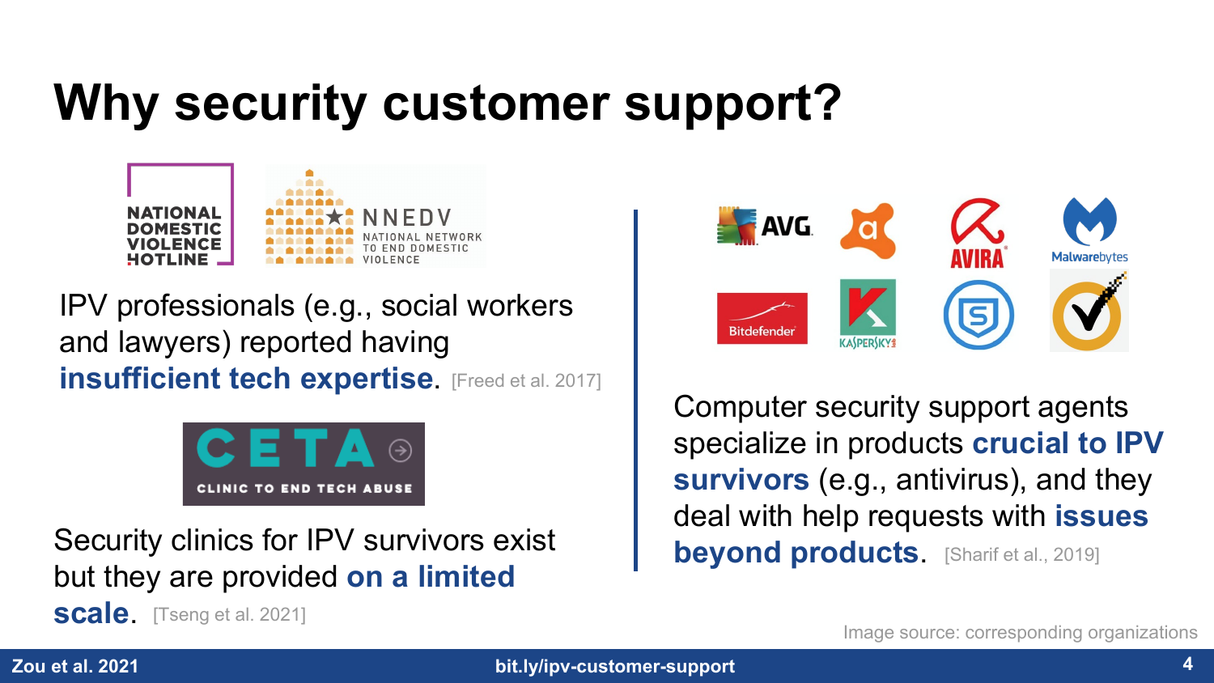# Why security customer support?

IPV professionals (e.g., social workers and lawyers) reported having **insufficient tech expertise**. [Freed et al. 2017]

Security clinics for IPV survivors exist but they are provided **on a limited scale**. [Tseng et al. 2021]

Computer security support agents specialize in products **crucial to IPV survivors** (e.g., antivirus), and they deal with help requests with **issues beyond products**. [Sharif et al., 2019]

Image source: corresponding organizations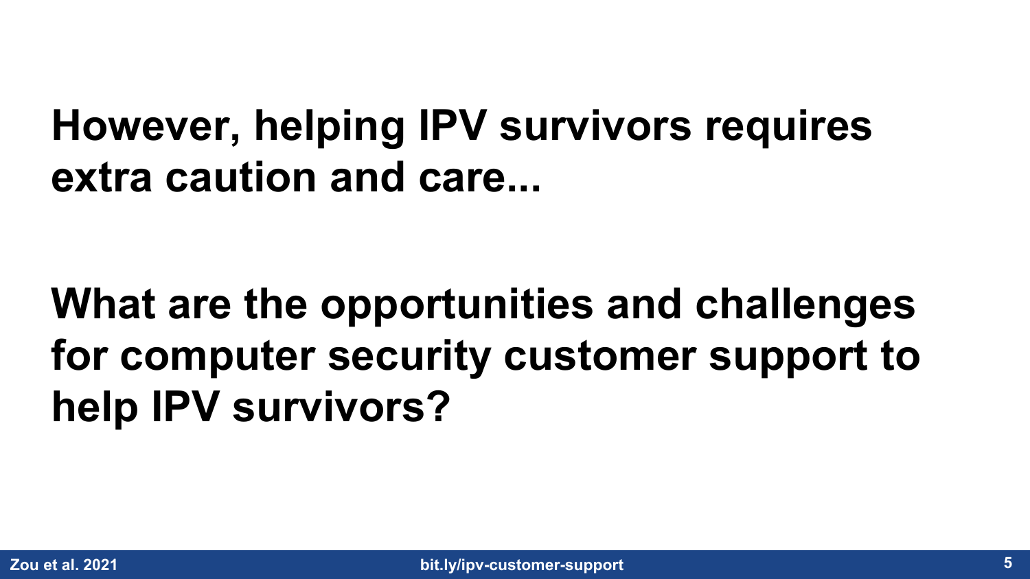**However, helping IPV survivors requires extra caution and care...**

**What are the opportunities and challenges for computer security customer support to help IPV survivors?**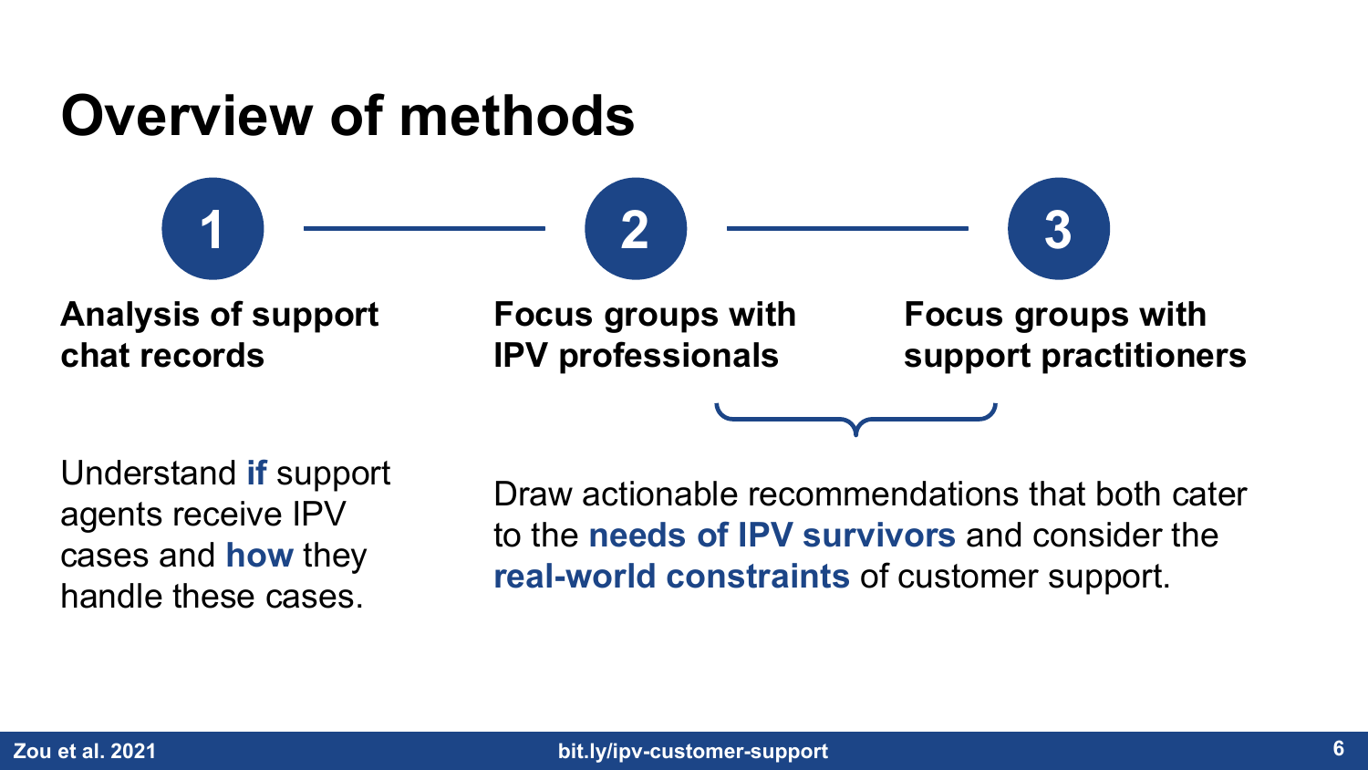# Overview of methods

**1. Analysis of support chat records**

Understand **if** support agents receive IPV cases and **how** they handle these cases.

**2. Focus groups with IPV professionals**

**3. Focus groups with support practitioners**

Draw actionable recommendations that both cater to the **needs of IPV survivors** and consider the **real-world constraints** of customer support.

Zou et al. 2021

bit.ly/ipv-customer-support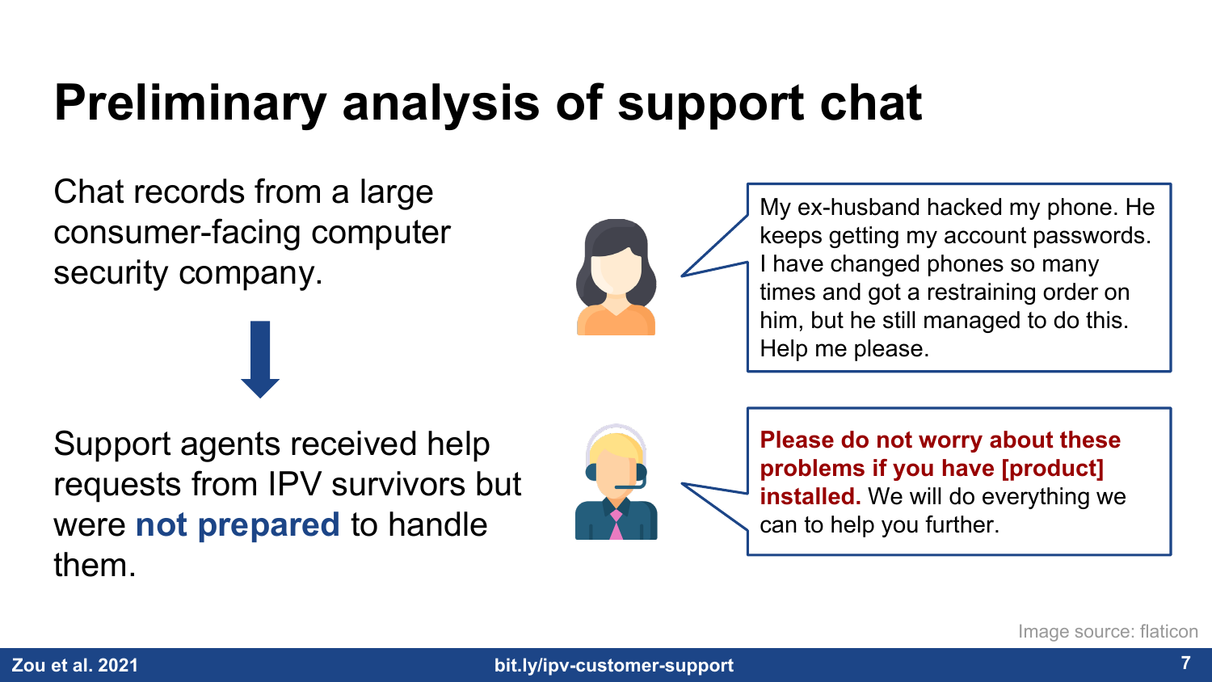# Preliminary analysis of support chat

Chat records from a large consumer-facing computer security company.

↓

Support agents received help requests from IPV survivors but were **not prepared** to handle them.

> My ex-husband hacked my phone. He keeps getting my account passwords. I have changed phones so many times and got a restraining order on him, but he still managed to do this. Help me please.

> **Please do not worry about these problems if you have [product] installed.** We will do everything we can to help you further.

Image source: flaticon

Zou et al. 2021

bit.ly/ipv-customer-support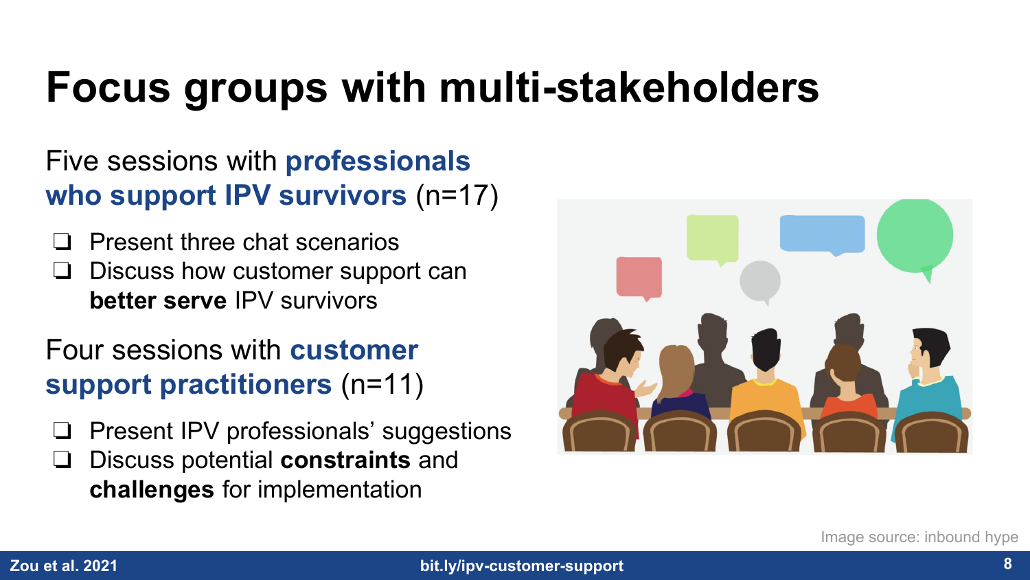# Focus groups with multi-stakeholders

Five sessions with **professionals who support IPV survivors** (n=17)

- Present three chat scenarios
- Discuss how customer support can **better serve** IPV survivors

Four sessions with **customer support practitioners** (n=11)

- Present IPV professionals' suggestions
- Discuss potential **constraints** and **challenges** for implementation

Image source: inbound hype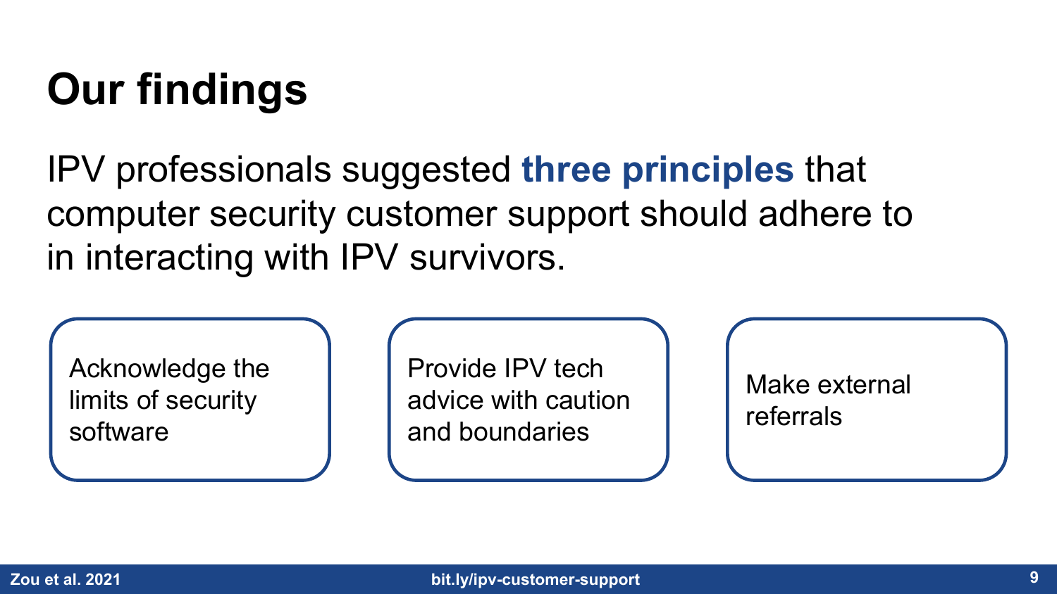# Our findings

IPV professionals suggested **three principles** that computer security customer support should adhere to in interacting with IPV survivors.

- Acknowledge the limits of security software
- Provide IPV tech advice with caution and boundaries
- Make external referrals

Zou et al. 2021

bit.ly/ipv-customer-support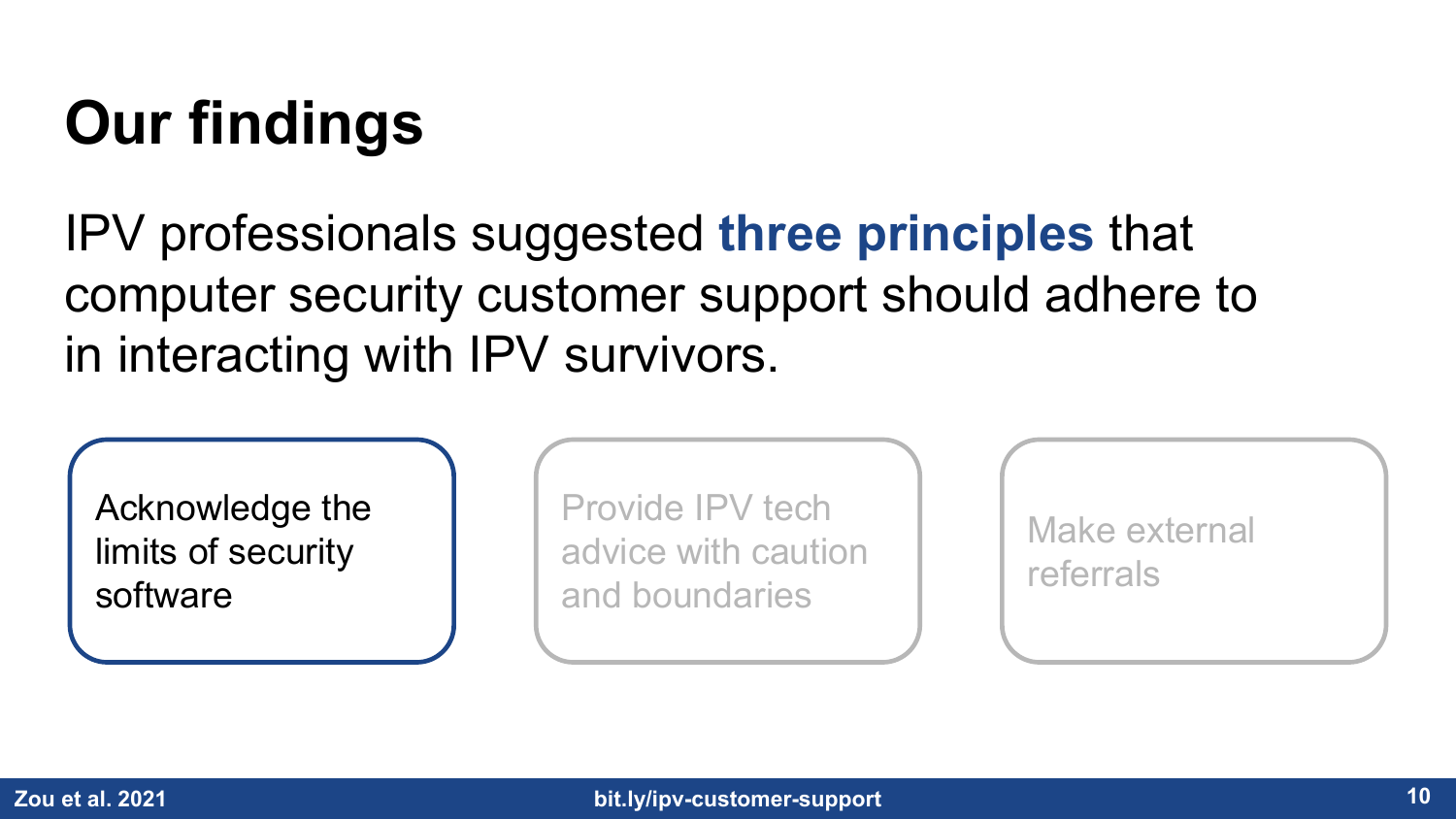# Our findings

IPV professionals suggested **three principles** that computer security customer support should adhere to in interacting with IPV survivors.

- Acknowledge the limits of security software
- Provide IPV tech advice with caution and boundaries
- Make external referrals

Zou et al. 2021

bit.ly/ipv-customer-support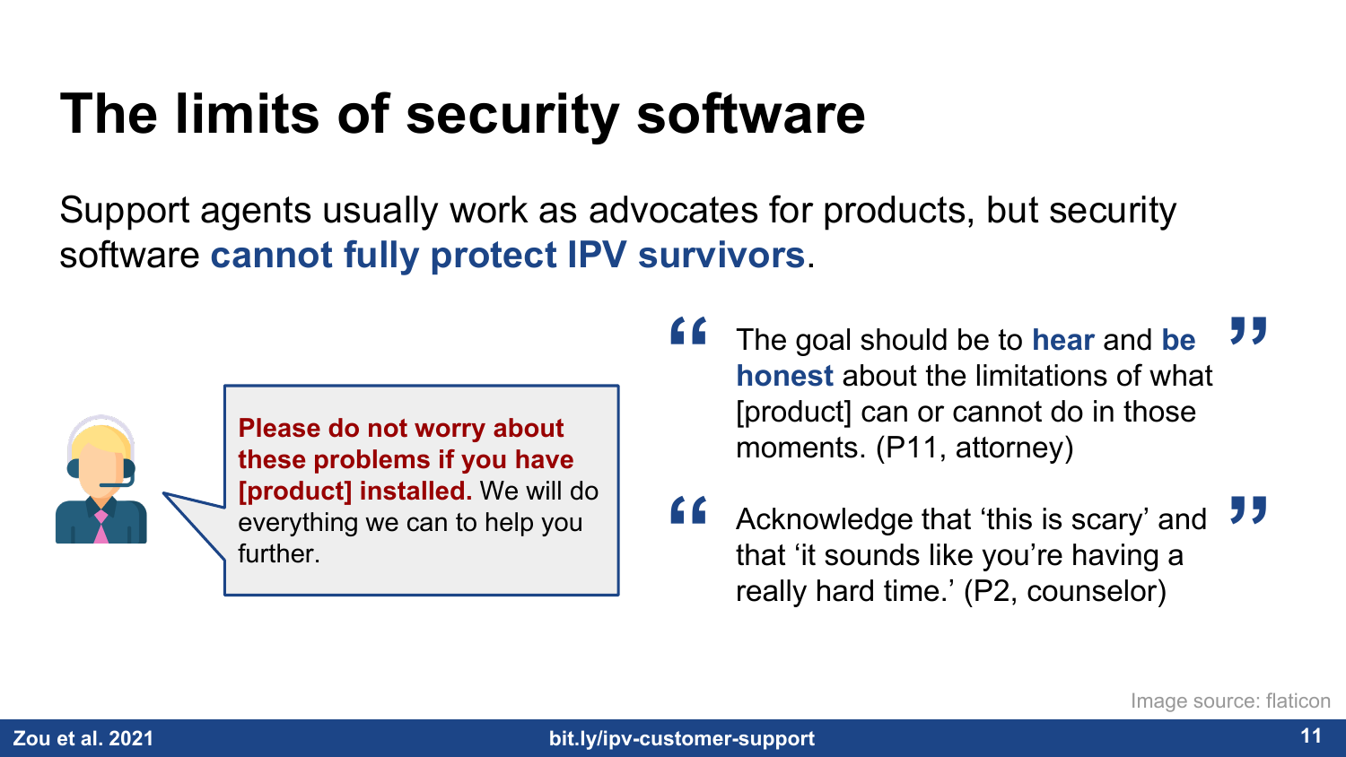# The limits of security software

Support agents usually work as advocates for products, but security software **cannot fully protect IPV survivors**.

> **Please do not worry about these problems if you have [product] installed.** We will do everything we can to help you further.

> "The goal should be to **hear** and **be honest** about the limitations of what [product] can or cannot do in those moments. (P11, attorney)"

> "Acknowledge that 'this is scary' and that 'it sounds like you're having a really hard time.' (P2, counselor)"

Image source: flaticon

Zou et al. 2021 bit.ly/ipv-customer-support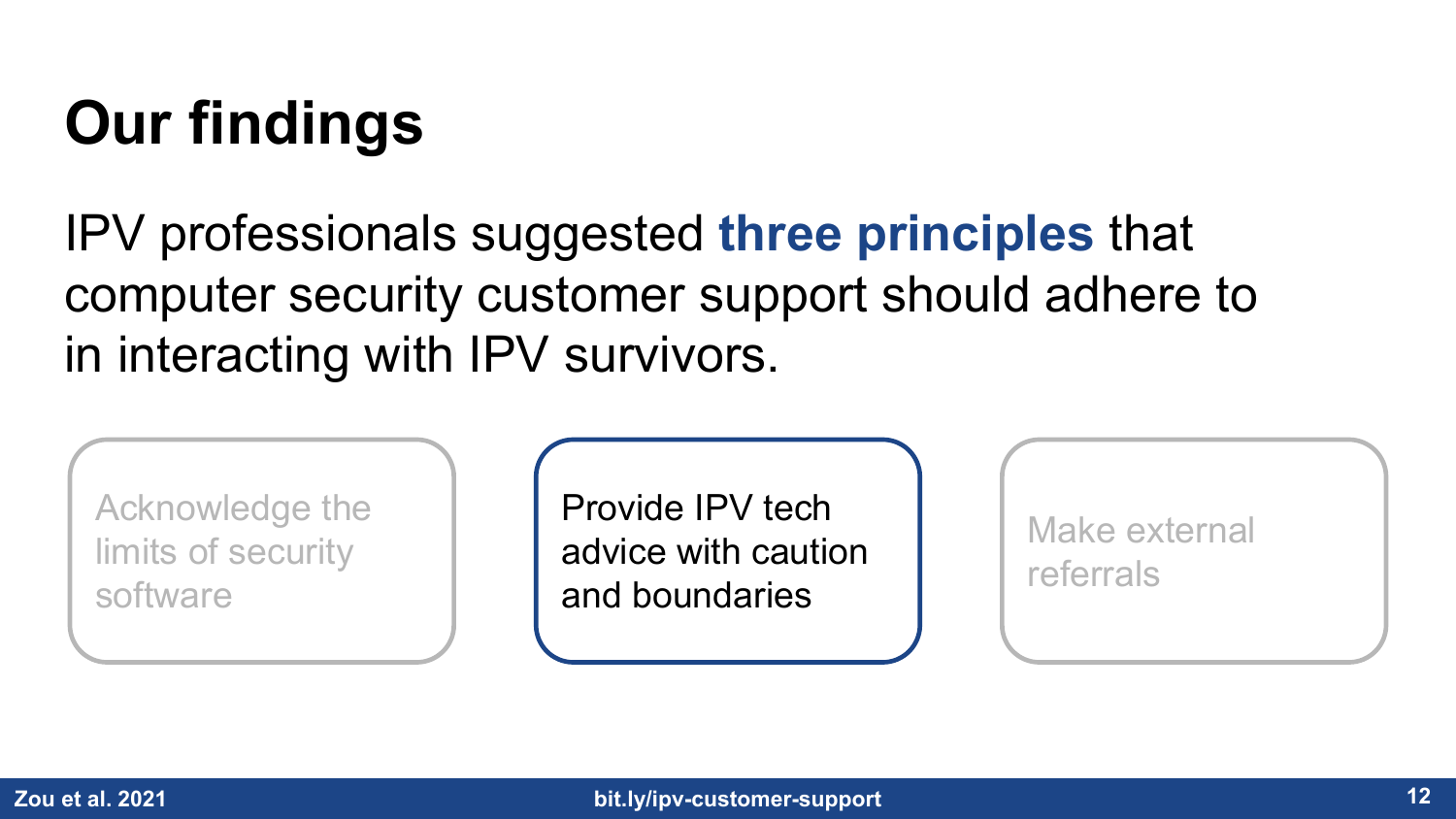# Our findings

IPV professionals suggested **three principles** that computer security customer support should adhere to in interacting with IPV survivors.

- Acknowledge the limits of security software
- Provide IPV tech advice with caution and boundaries
- Make external referrals

Zou et al. 2021

bit.ly/ipv-customer-support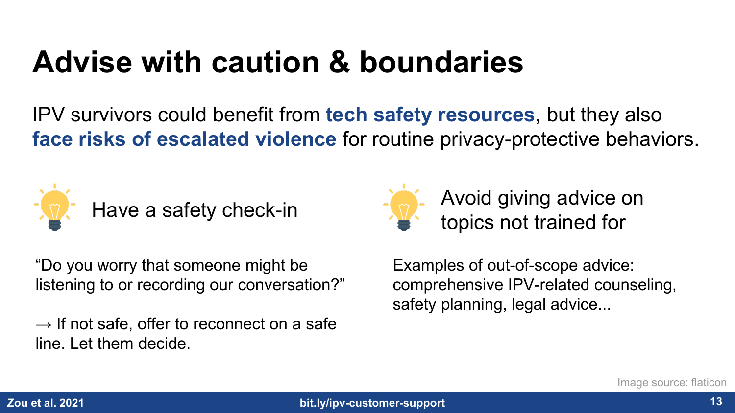# Advise with caution & boundaries

IPV survivors could benefit from **tech safety resources**, but they also **face risks of escalated violence** for routine privacy-protective behaviors.

## Have a safety check-in

"Do you worry that someone might be listening to or recording our conversation?"

→ If not safe, offer to reconnect on a safe line. Let them decide.

## Avoid giving advice on topics not trained for

Examples of out-of-scope advice: comprehensive IPV-related counseling, safety planning, legal advice...

Image source: flaticon

Zou et al. 2021

bit.ly/ipv-customer-support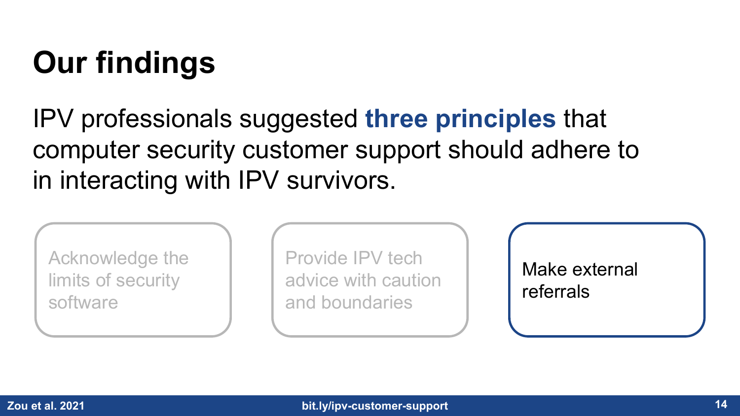# Our findings

IPV professionals suggested **three principles** that computer security customer support should adhere to in interacting with IPV survivors.

- Acknowledge the limits of security software
- Provide IPV tech advice with caution and boundaries
- Make external referrals

Zou et al. 2021

bit.ly/ipv-customer-support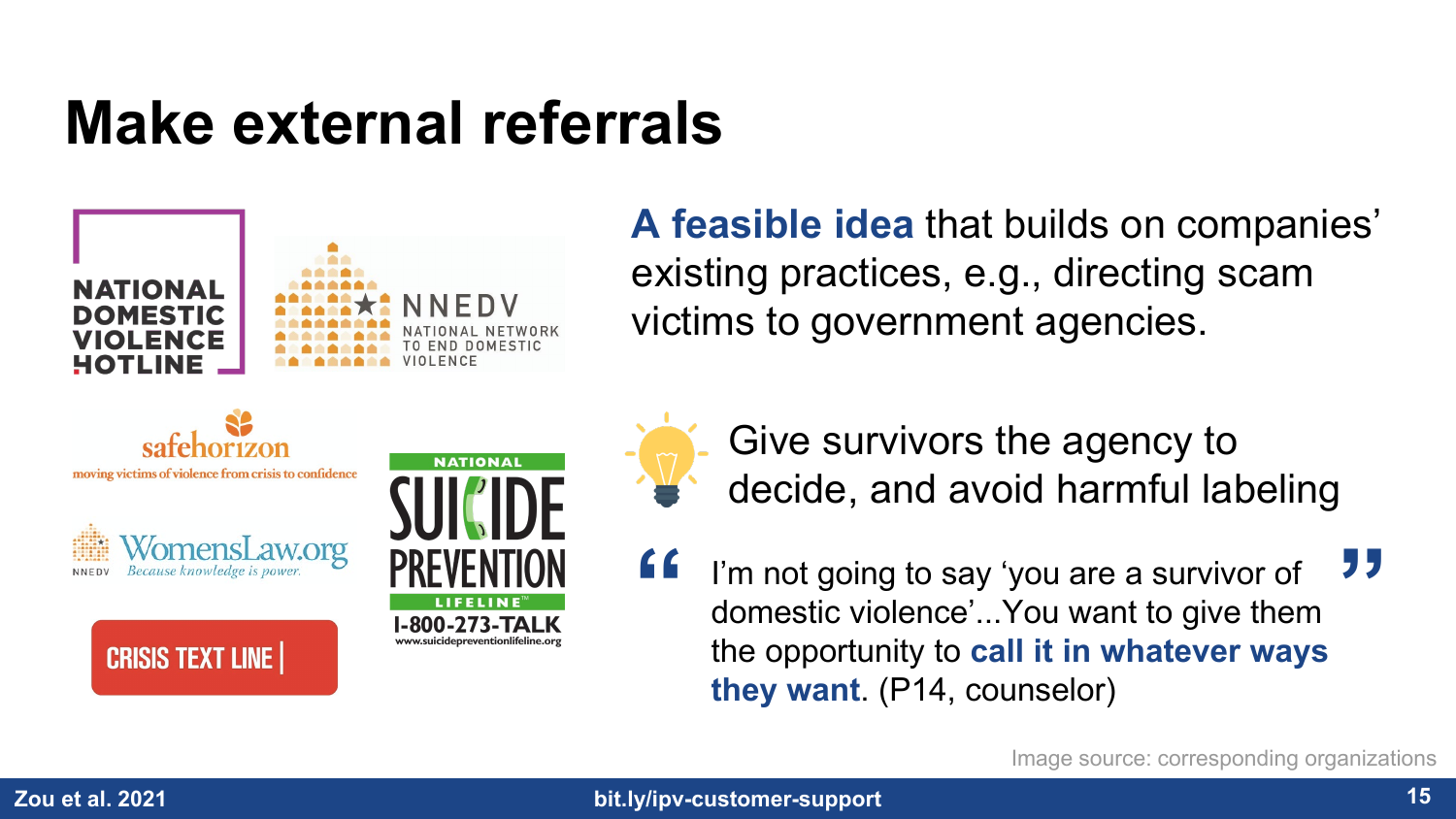# Make external referrals

NATIONAL DOMESTIC VIOLENCE HOTLINE

NNEDV NATIONAL NETWORK TO END DOMESTIC VIOLENCE

safehorizon moving victims of violence from crisis to confidence

WomensLaw.org Because knowledge is power.

NATIONAL SUICIDE PREVENTION LIFELINE 1-800-273-TALK www.suicidepreventionlifeline.org

CRISIS TEXT LINE

**A feasible idea** that builds on companies' existing practices, e.g., directing scam victims to government agencies.

Give survivors the agency to decide, and avoid harmful labeling

> "I'm not going to say 'you are a survivor of domestic violence'...You want to give them the opportunity to **call it in whatever ways they want**. (P14, counselor)"

Image source: corresponding organizations

Zou et al. 2021

bit.ly/ipv-customer-support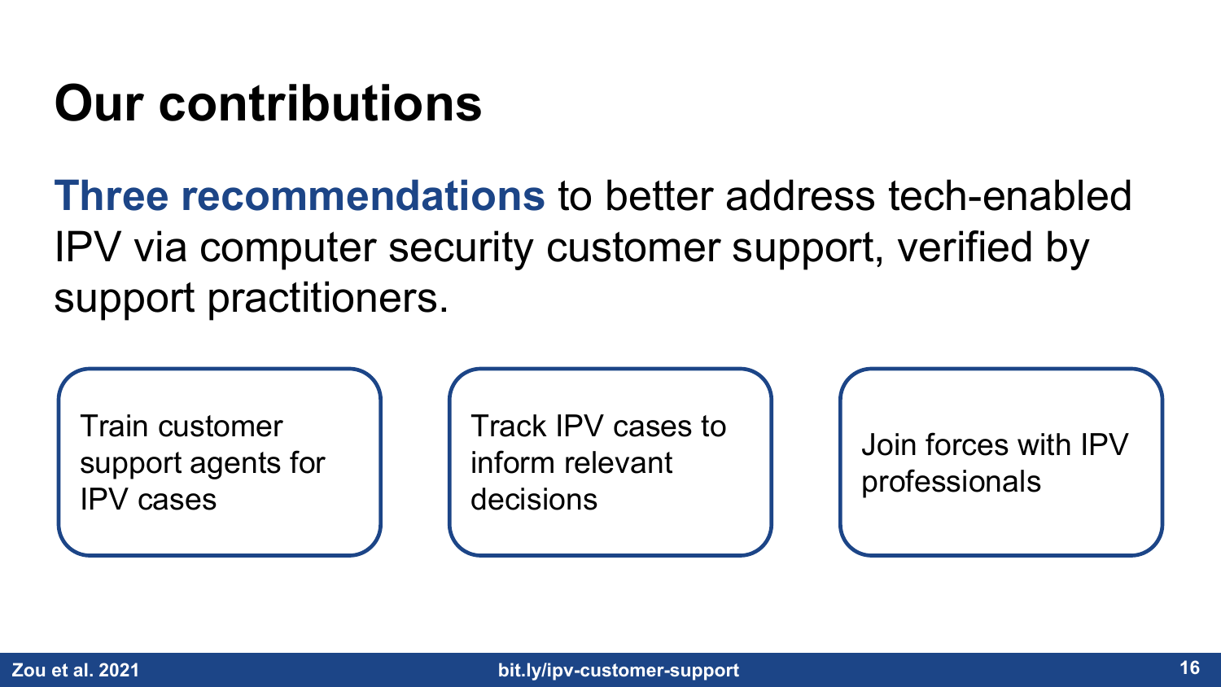# Our contributions

**Three recommendations** to better address tech-enabled IPV via computer security customer support, verified by support practitioners.

- Train customer support agents for IPV cases
- Track IPV cases to inform relevant decisions
- Join forces with IPV professionals

Zou et al. 2021

bit.ly/ipv-customer-support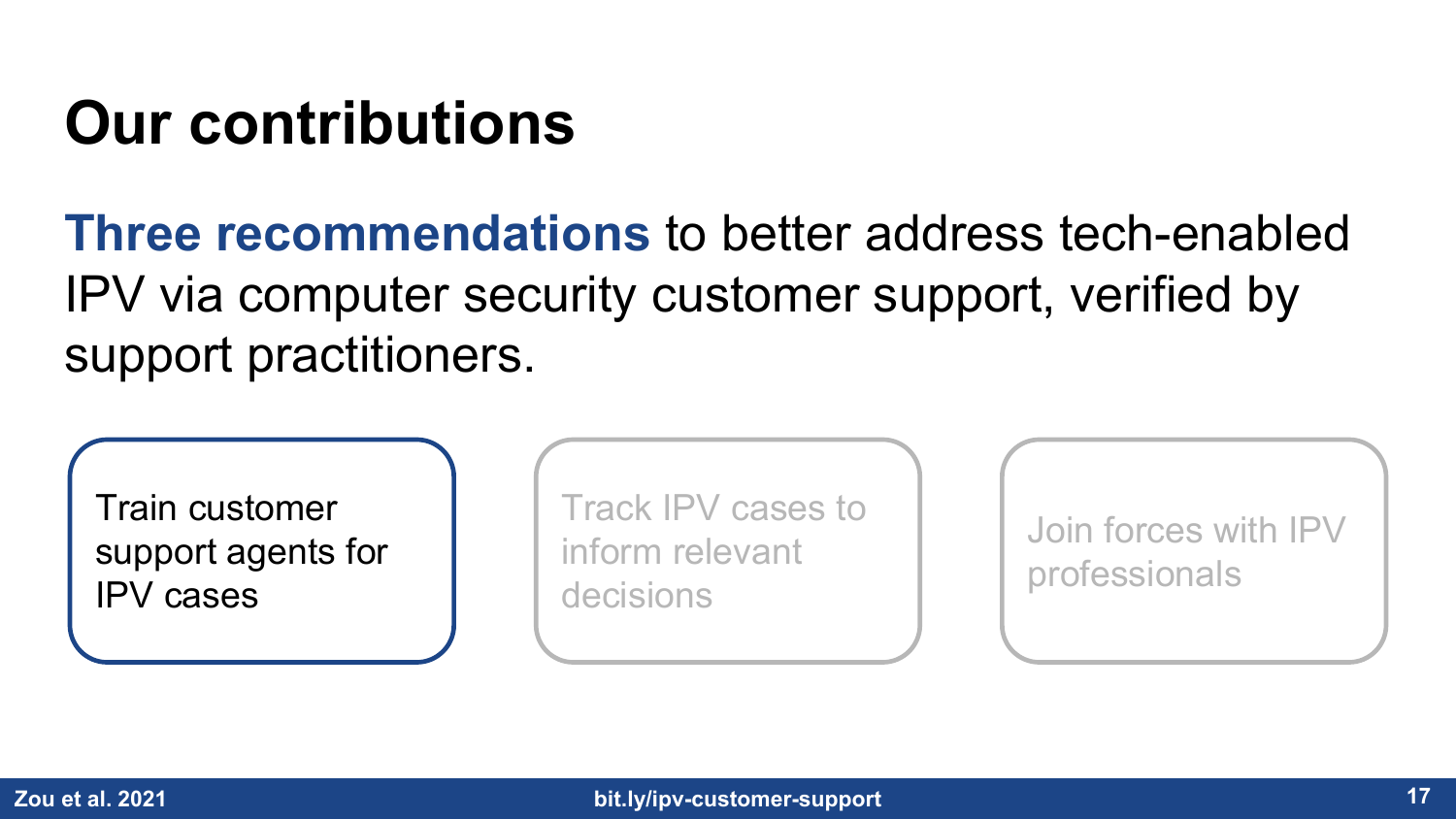# Our contributions

**Three recommendations** to better address tech-enabled IPV via computer security customer support, verified by support practitioners.

- Train customer support agents for IPV cases
- Track IPV cases to inform relevant decisions
- Join forces with IPV professionals

Zou et al. 2021

bit.ly/ipv-customer-support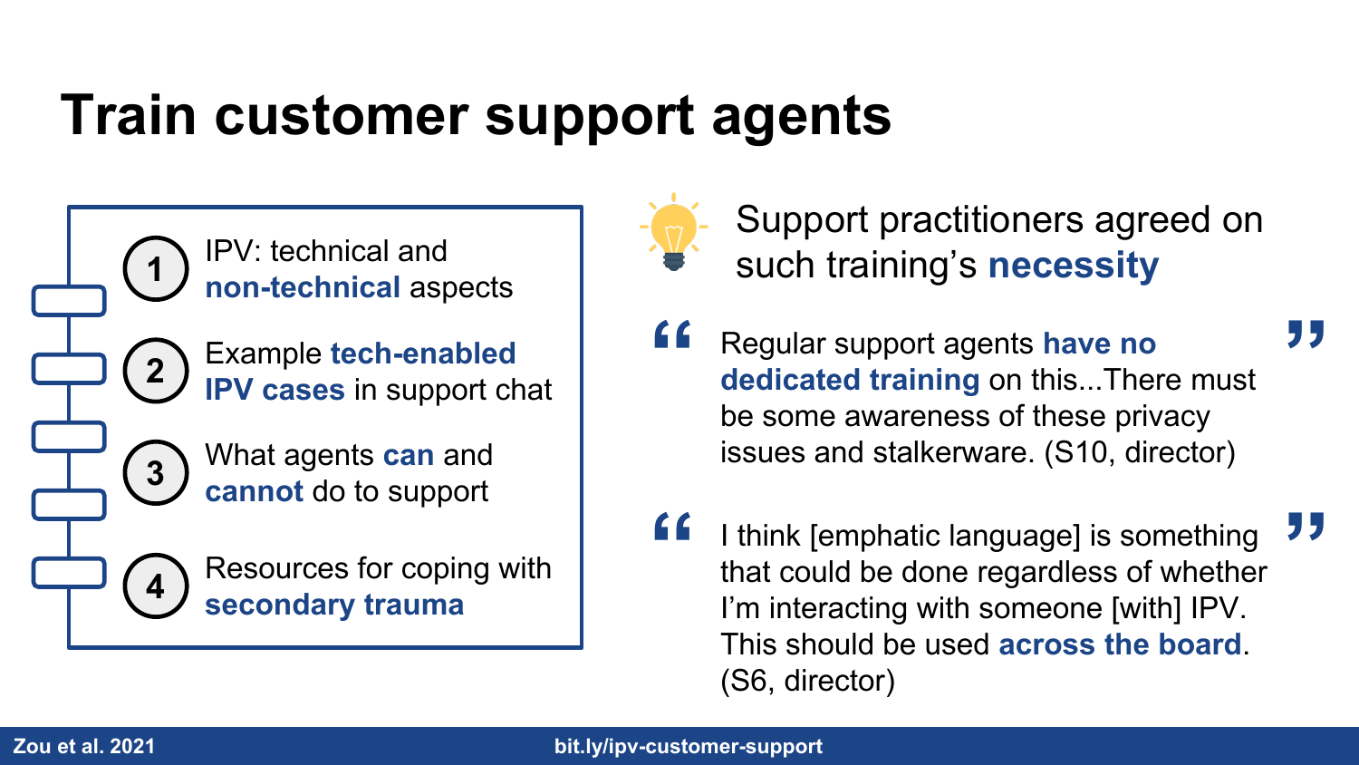# Train customer support agents

1. IPV: technical and **non-technical** aspects
2. Example **tech-enabled IPV cases** in support chat
3. What agents **can** and **cannot** do to support
4. Resources for coping with **secondary trauma**

Support practitioners agreed on such training's **necessity**

> "Regular support agents **have no dedicated training** on this...There must be some awareness of these privacy issues and stalkerware. (S10, director)"

> "I think [emphatic language] is something that could be done regardless of whether I'm interacting with someone [with] IPV. This should be used **across the board**. (S6, director)"

Zou et al. 2021

bit.ly/ipv-customer-support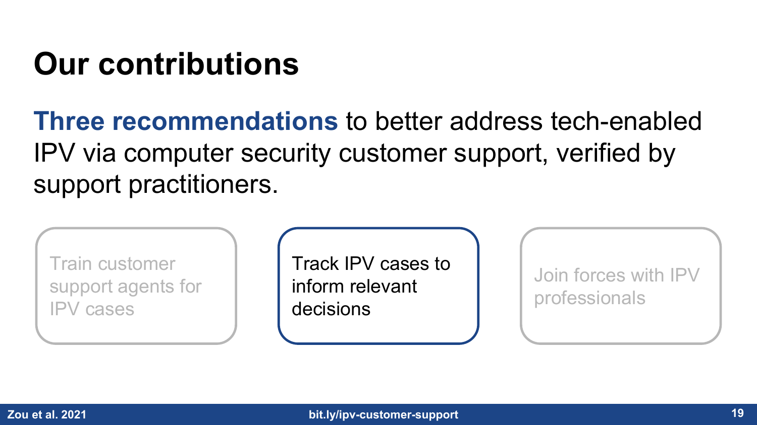# Our contributions

**Three recommendations** to better address tech-enabled IPV via computer security customer support, verified by support practitioners.

- Train customer support agents for IPV cases
- Track IPV cases to inform relevant decisions
- Join forces with IPV professionals

Zou et al. 2021 bit.ly/ipv-customer-support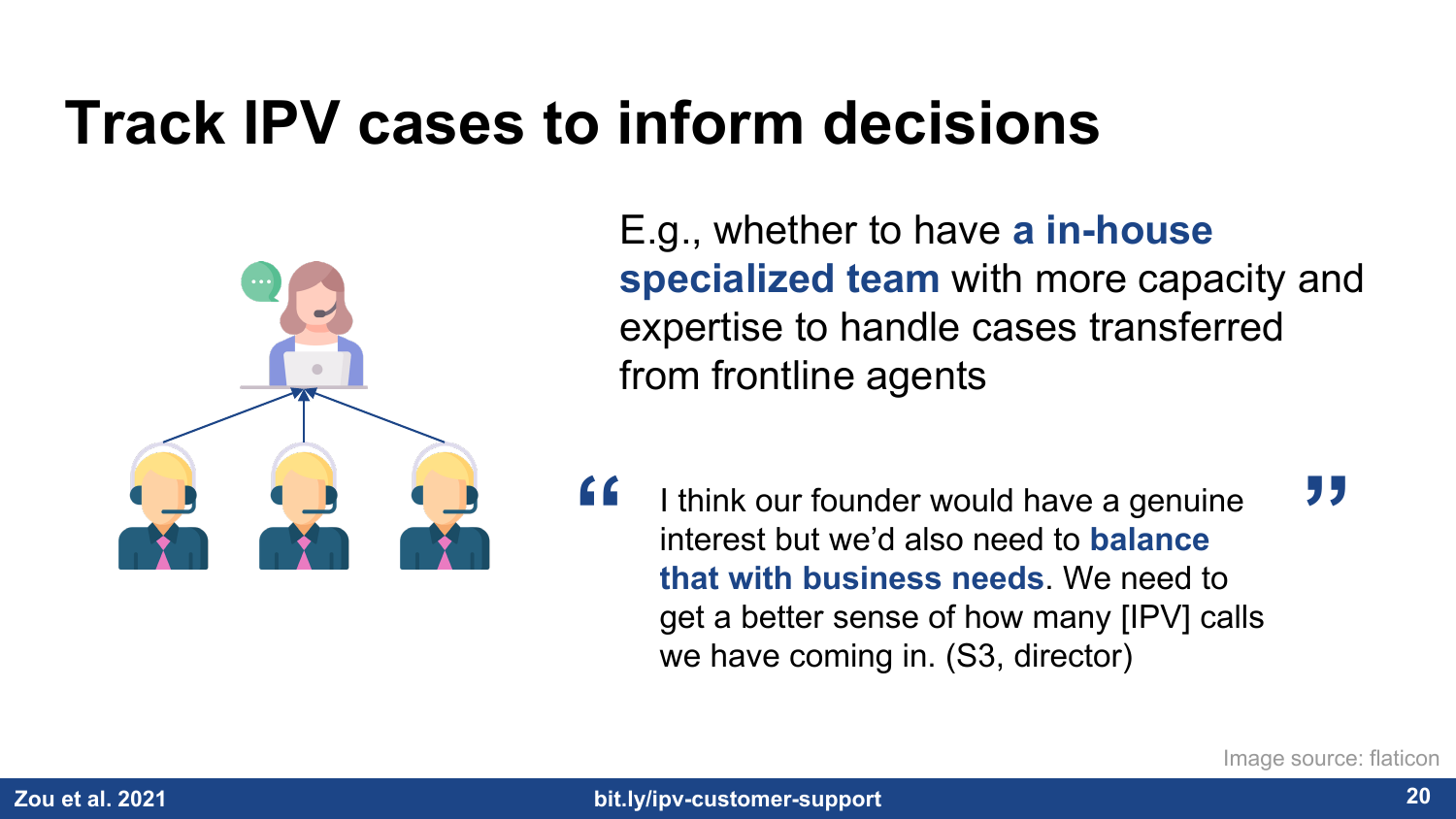# Track IPV cases to inform decisions

E.g., whether to have **a in-house specialized team** with more capacity and expertise to handle cases transferred from frontline agents

> "I think our founder would have a genuine interest but we'd also need to **balance that with business needs**. We need to get a better sense of how many [IPV] calls we have coming in. (S3, director)"

Image source: flaticon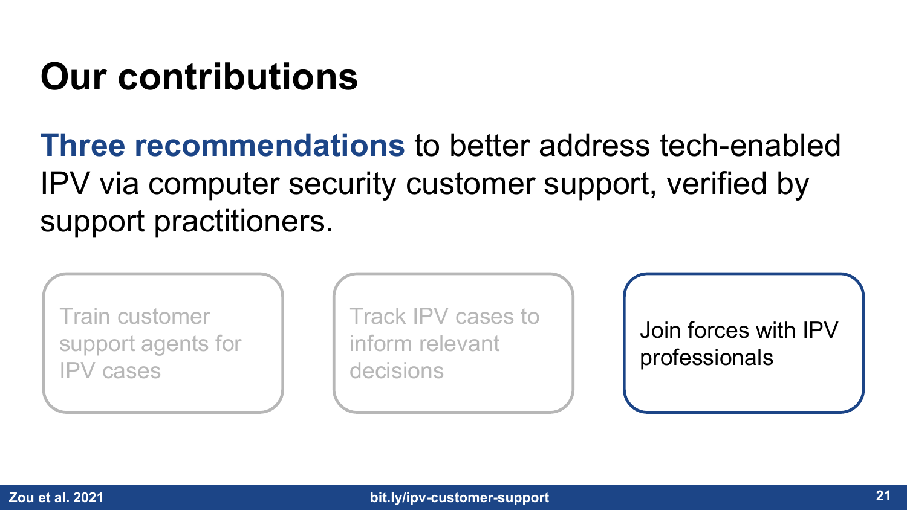# Our contributions

**Three recommendations** to better address tech-enabled IPV via computer security customer support, verified by support practitioners.

- Train customer support agents for IPV cases
- Track IPV cases to inform relevant decisions
- Join forces with IPV professionals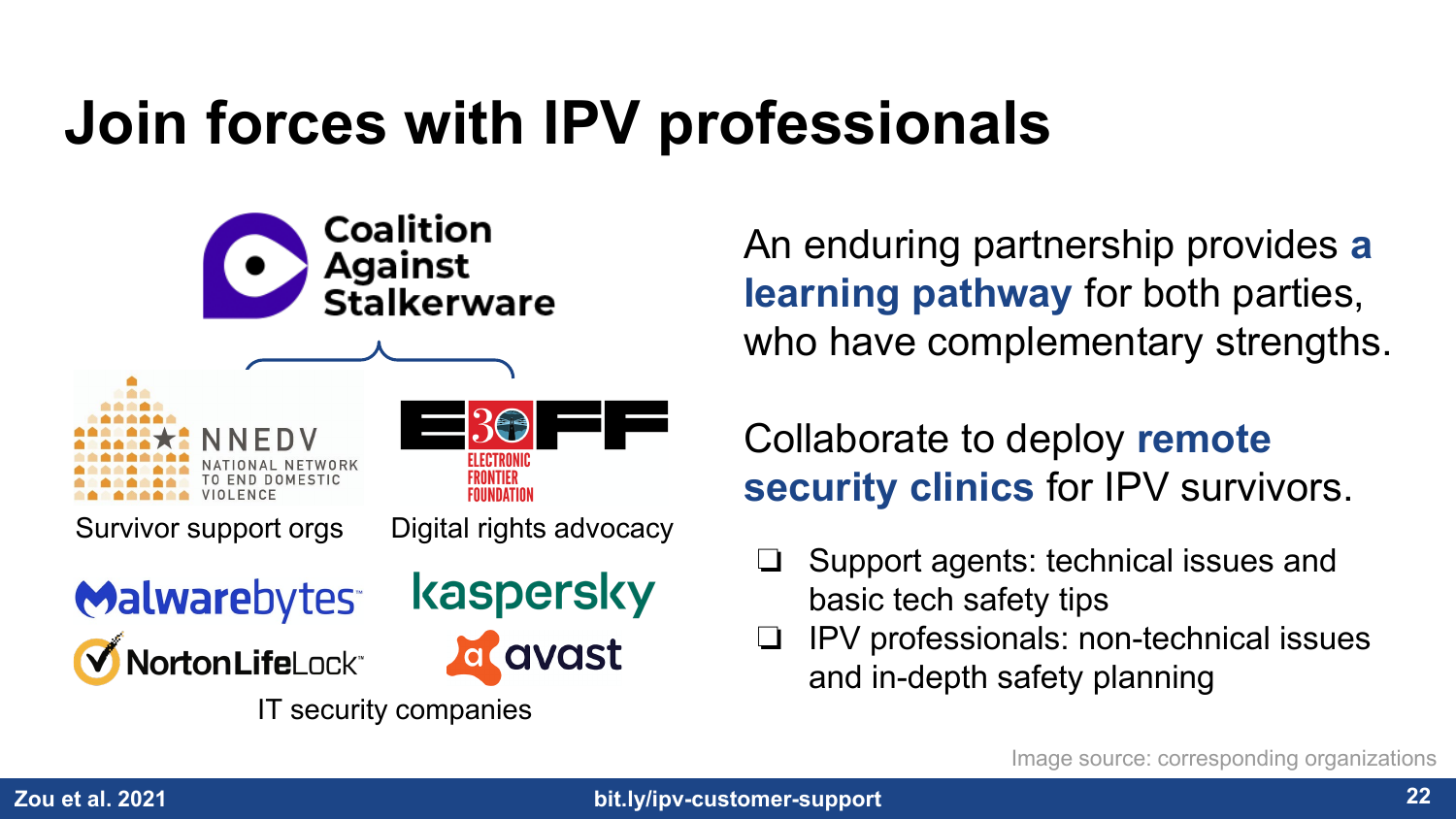# Join forces with IPV professionals

Coalition Against Stalkerware

NNEDV — National Network to End Domestic Violence

Survivor support orgs

EFF — Electronic Frontier Foundation

Digital rights advocacy

Malwarebytes, Kaspersky, NortonLifeLock, avast

IT security companies

An enduring partnership provides **a learning pathway** for both parties, who have complementary strengths.

Collaborate to deploy **remote security clinics** for IPV survivors.

- Support agents: technical issues and basic tech safety tips
- IPV professionals: non-technical issues and in-depth safety planning

Image source: corresponding organizations

Zou et al. 2021

bit.ly/ipv-customer-support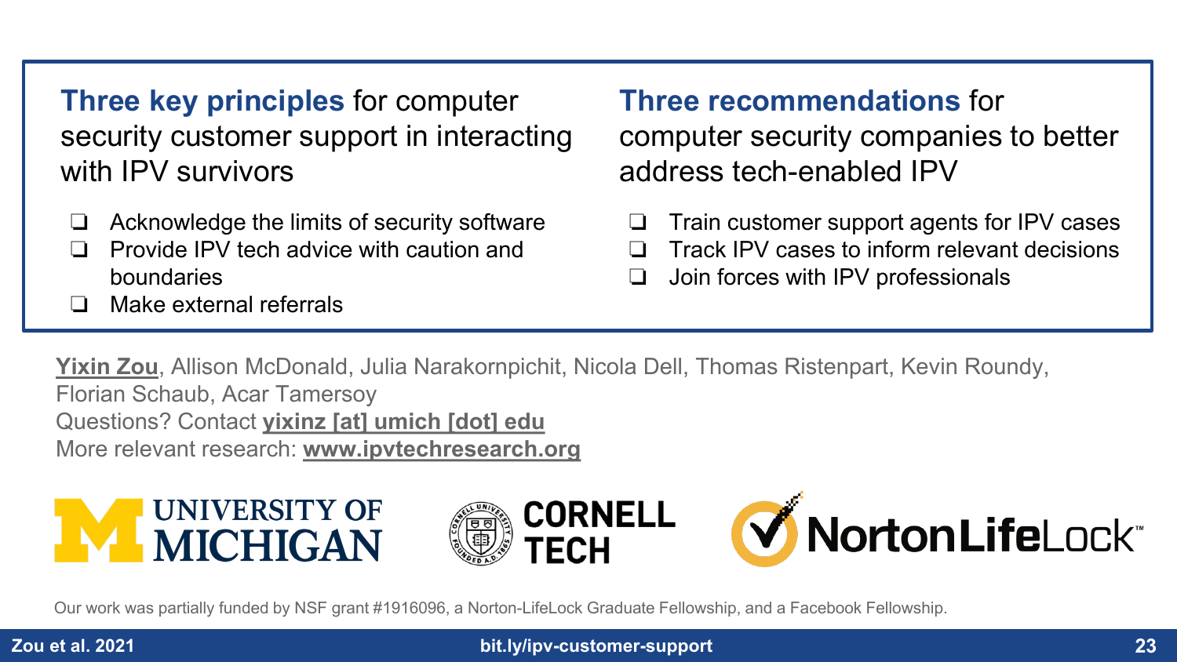**Three key principles** for computer security customer support in interacting with IPV survivors

- Acknowledge the limits of security software
- Provide IPV tech advice with caution and boundaries
- Make external referrals

**Three recommendations** for computer security companies to better address tech-enabled IPV

- Train customer support agents for IPV cases
- Track IPV cases to inform relevant decisions
- Join forces with IPV professionals

**Yixin Zou**, Allison McDonald, Julia Narakornpichit, Nicola Dell, Thomas Ristenpart, Kevin Roundy, Florian Schaub, Acar Tamersoy

Questions? Contact **yixinz [at] umich [dot] edu**

More relevant research: **www.ipvtechresearch.org**

UNIVERSITY OF MICHIGAN

CORNELL TECH

NortonLifeLock™

Our work was partially funded by NSF grant #1916096, a Norton-LifeLock Graduate Fellowship, and a Facebook Fellowship.

bit.ly/ipv-customer-support